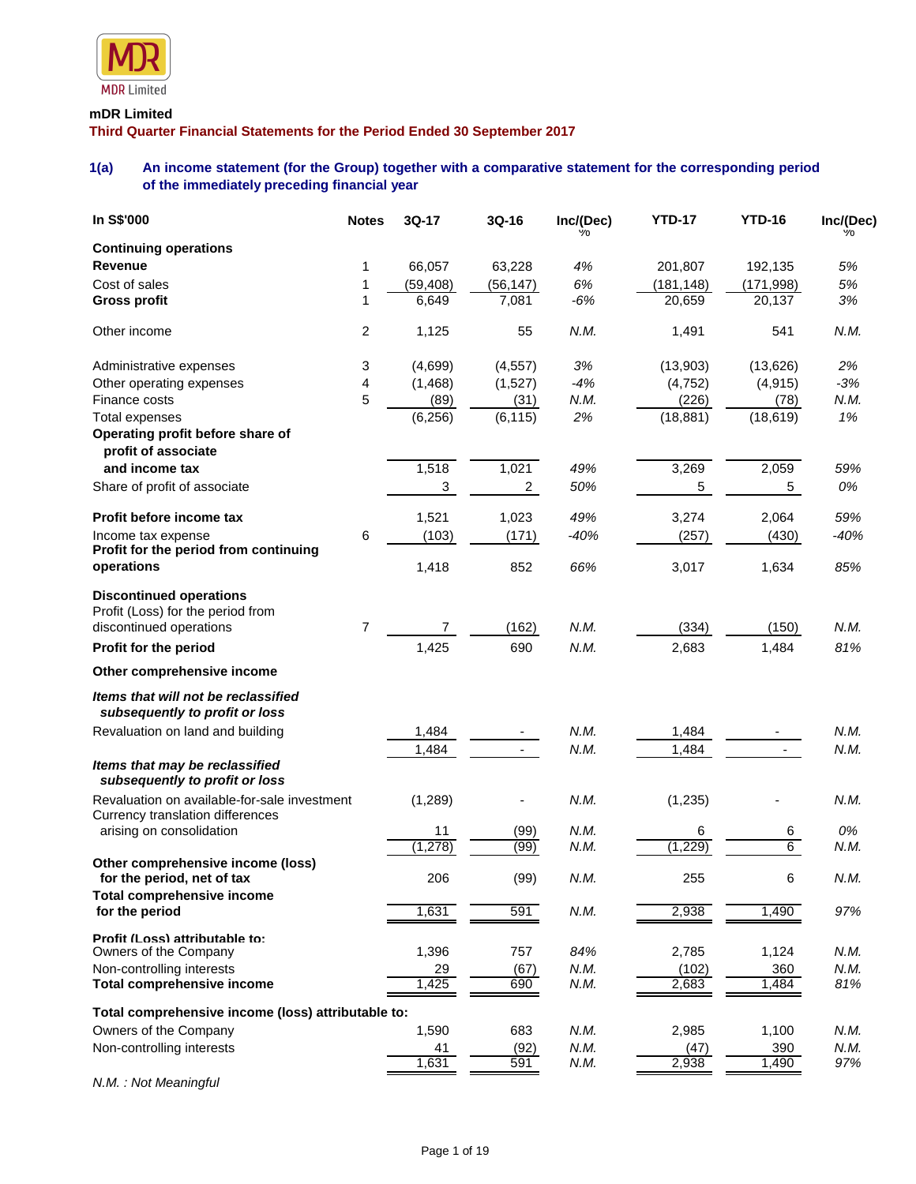MDR Limited

**mDR Limited**

**Third Quarter Financial Statements for the Period Ended 30 September 2017**

### 1(a) An income statement (for the Group) together with a comparative statement for the corresponding period of the immediately preceding financial year

| In S$'000 | Notes | 3Q-17 | 3Q-16 | Inc/(Dec) % | YTD-17 | YTD-16 | Inc/(Dec) % |
|---|---|---|---|---|---|---|---|
| **Continuing operations** | | | | | | | |
| **Revenue** | 1 | 66,057 | 63,228 | *4%* | 201,807 | 192,135 | *5%* |
| Cost of sales | 1 | (59,408) | (56,147) | *6%* | (181,148) | (171,998) | *5%* |
| **Gross profit** | 1 | 6,649 | 7,081 | *-6%* | 20,659 | 20,137 | *3%* |
| Other income | 2 | 1,125 | 55 | *N.M.* | 1,491 | 541 | *N.M.* |
| Administrative expenses | 3 | (4,699) | (4,557) | *3%* | (13,903) | (13,626) | *2%* |
| Other operating expenses | 4 | (1,468) | (1,527) | *-4%* | (4,752) | (4,915) | *-3%* |
| Finance costs | 5 | (89) | (31) | *N.M.* | (226) | (78) | *N.M.* |
| Total expenses | | (6,256) | (6,115) | *2%* | (18,881) | (18,619) | *1%* |
| **Operating profit before share of profit of associate and income tax** | | 1,518 | 1,021 | *49%* | 3,269 | 2,059 | *59%* |
| Share of profit of associate | | 3 | 2 | *50%* | 5 | 5 | *0%* |
| **Profit before income tax** | | 1,521 | 1,023 | *49%* | 3,274 | 2,064 | *59%* |
| Income tax expense | 6 | (103) | (171) | *-40%* | (257) | (430) | *-40%* |
| **Profit for the period from continuing operations** | | 1,418 | 852 | *66%* | 3,017 | 1,634 | *85%* |
| **Discontinued operations** | | | | | | | |
| Profit (Loss) for the period from discontinued operations | 7 | 7 | (162) | *N.M.* | (334) | (150) | *N.M.* |
| **Profit for the period** | | 1,425 | 690 | *N.M.* | 2,683 | 1,484 | *81%* |
| **Other comprehensive income** | | | | | | | |
| ***Items that will not be reclassified subsequently to profit or loss*** | | | | | | | |
| Revaluation on land and building | | 1,484 | - | *N.M.* | 1,484 | - | *N.M.* |
| | | 1,484 | - | *N.M.* | 1,484 | - | *N.M.* |
| ***Items that may be reclassified subsequently to profit or loss*** | | | | | | | |
| Revaluation on available-for-sale investment | | (1,289) | - | *N.M.* | (1,235) | - | *N.M.* |
| Currency translation differences arising on consolidation | | 11 | (99) | *N.M.* | 6 | 6 | *0%* |
| | | (1,278) | (99) | *N.M.* | (1,229) | 6 | *N.M.* |
| **Other comprehensive income (loss) for the period, net of tax** | | 206 | (99) | *N.M.* | 255 | 6 | *N.M.* |
| **Total comprehensive income for the period** | | 1,631 | 591 | *N.M.* | 2,938 | 1,490 | *97%* |
| **Profit (Loss) attributable to:** | | | | | | | |
| Owners of the Company | | 1,396 | 757 | *84%* | 2,785 | 1,124 | *N.M.* |
| Non-controlling interests | | 29 | (67) | *N.M.* | (102) | 360 | *N.M.* |
| **Total comprehensive income** | | 1,425 | 690 | *N.M.* | 2,683 | 1,484 | *81%* |
| **Total comprehensive income (loss) attributable to:** | | | | | | | |
| Owners of the Company | | 1,590 | 683 | *N.M.* | 2,985 | 1,100 | *N.M.* |
| Non-controlling interests | | 41 | (92) | *N.M.* | (47) | 390 | *N.M.* |
| | | 1,631 | 591 | *N.M.* | 2,938 | 1,490 | *97%* |

*N.M. : Not Meaningful*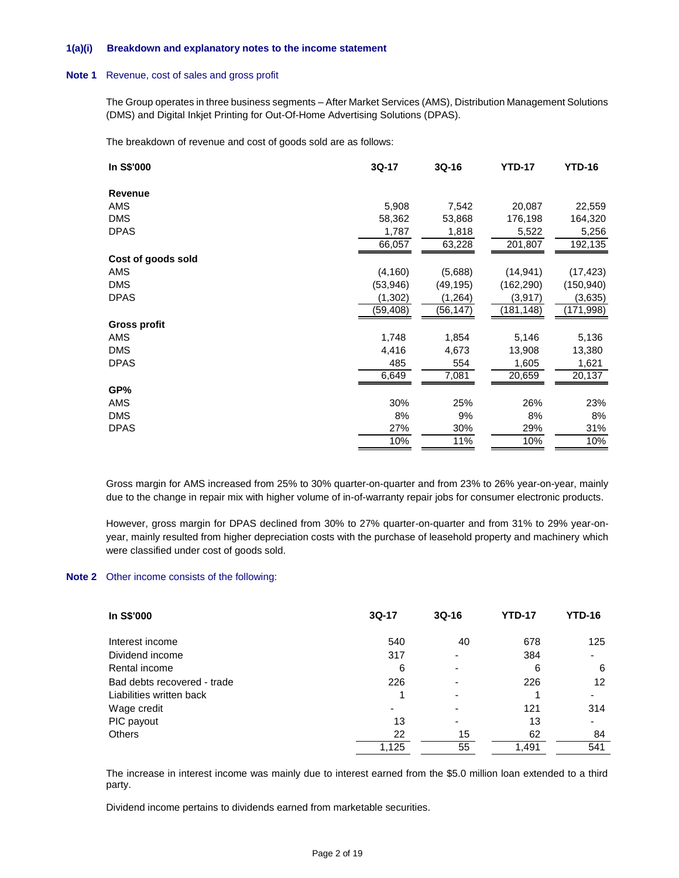### 1(a)(i) Breakdown and explanatory notes to the income statement

**Note 1** Revenue, cost of sales and gross profit

The Group operates in three business segments – After Market Services (AMS), Distribution Management Solutions (DMS) and Digital Inkjet Printing for Out-Of-Home Advertising Solutions (DPAS).

The breakdown of revenue and cost of goods sold are as follows:

| In S$'000 | 3Q-17 | 3Q-16 | YTD-17 | YTD-16 |
|---|---|---|---|---|
| **Revenue** | | | | |
| AMS | 5,908 | 7,542 | 20,087 | 22,559 |
| DMS | 58,362 | 53,868 | 176,198 | 164,320 |
| DPAS | 1,787 | 1,818 | 5,522 | 5,256 |
| | 66,057 | 63,228 | 201,807 | 192,135 |
| **Cost of goods sold** | | | | |
| AMS | (4,160) | (5,688) | (14,941) | (17,423) |
| DMS | (53,946) | (49,195) | (162,290) | (150,940) |
| DPAS | (1,302) | (1,264) | (3,917) | (3,635) |
| | (59,408) | (56,147) | (181,148) | (171,998) |
| **Gross profit** | | | | |
| AMS | 1,748 | 1,854 | 5,146 | 5,136 |
| DMS | 4,416 | 4,673 | 13,908 | 13,380 |
| DPAS | 485 | 554 | 1,605 | 1,621 |
| | 6,649 | 7,081 | 20,659 | 20,137 |
| **GP%** | | | | |
| AMS | 30% | 25% | 26% | 23% |
| DMS | 8% | 9% | 8% | 8% |
| DPAS | 27% | 30% | 29% | 31% |
| | 10% | 11% | 10% | 10% |

Gross margin for AMS increased from 25% to 30% quarter-on-quarter and from 23% to 26% year-on-year, mainly due to the change in repair mix with higher volume of in-of-warranty repair jobs for consumer electronic products.

However, gross margin for DPAS declined from 30% to 27% quarter-on-quarter and from 31% to 29% year-on-year, mainly resulted from higher depreciation costs with the purchase of leasehold property and machinery which were classified under cost of goods sold.

**Note 2** Other income consists of the following:

| In S$'000 | 3Q-17 | 3Q-16 | YTD-17 | YTD-16 |
|---|---|---|---|---|
| Interest income | 540 | 40 | 678 | 125 |
| Dividend income | 317 | - | 384 | - |
| Rental income | 6 | - | 6 | 6 |
| Bad debts recovered - trade | 226 | - | 226 | 12 |
| Liabilities written back | 1 | - | 1 | - |
| Wage credit | - | - | 121 | 314 |
| PIC payout | 13 | - | 13 | - |
| Others | 22 | 15 | 62 | 84 |
| | 1,125 | 55 | 1,491 | 541 |

The increase in interest income was mainly due to interest earned from the $5.0 million loan extended to a third party.

Dividend income pertains to dividends earned from marketable securities.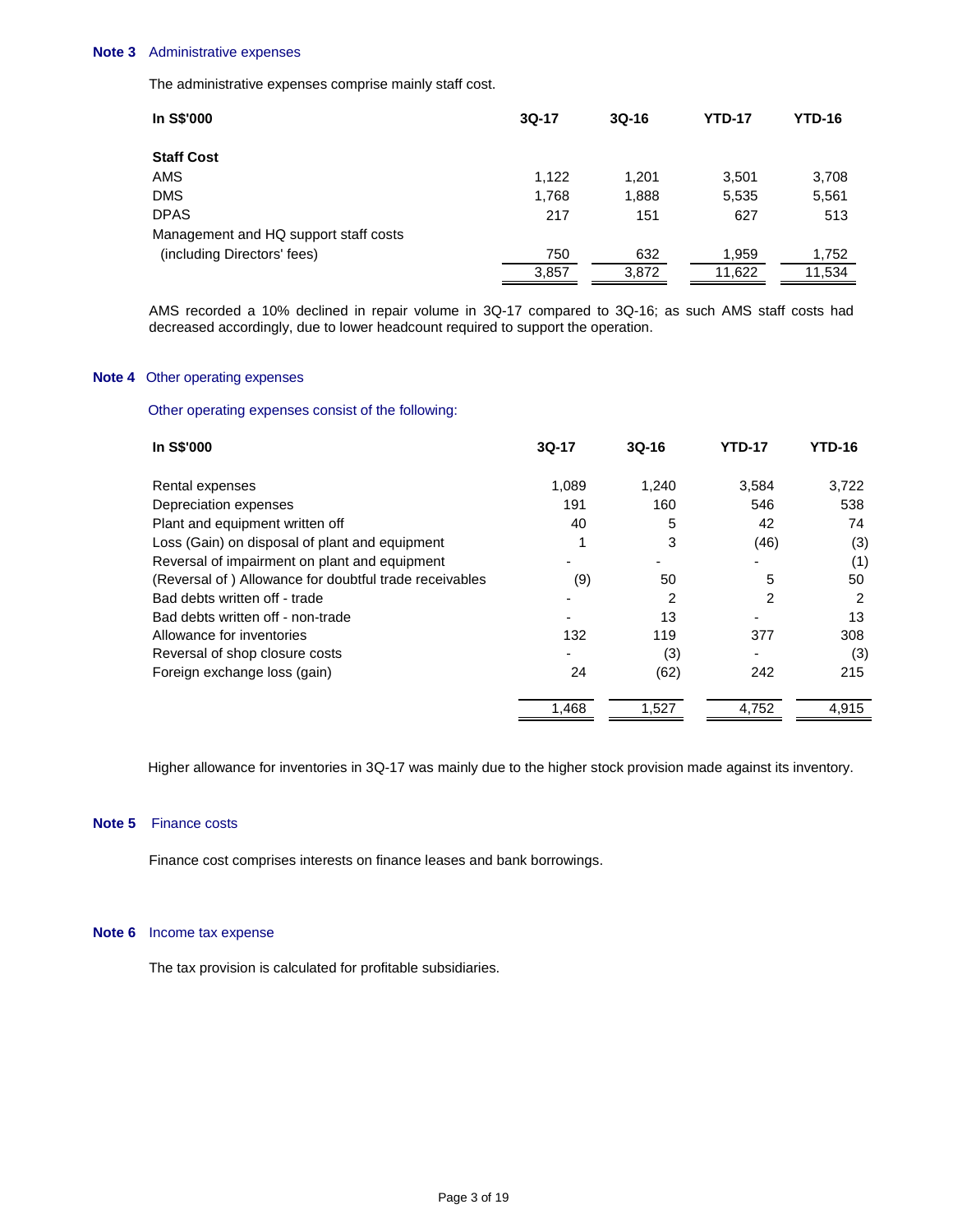**Note 3** Administrative expenses

The administrative expenses comprise mainly staff cost.

| In S$'000 | 3Q-17 | 3Q-16 | YTD-17 | YTD-16 |
|---|---|---|---|---|
| **Staff Cost** | | | | |
| AMS | 1,122 | 1,201 | 3,501 | 3,708 |
| DMS | 1,768 | 1,888 | 5,535 | 5,561 |
| DPAS | 217 | 151 | 627 | 513 |
| Management and HQ support staff costs (including Directors' fees) | 750 | 632 | 1,959 | 1,752 |
| | 3,857 | 3,872 | 11,622 | 11,534 |

AMS recorded a 10% declined in repair volume in 3Q-17 compared to 3Q-16; as such AMS staff costs had decreased accordingly, due to lower headcount required to support the operation.

**Note 4** Other operating expenses

Other operating expenses consist of the following:

| In S$'000 | 3Q-17 | 3Q-16 | YTD-17 | YTD-16 |
|---|---|---|---|---|
| Rental expenses | 1,089 | 1,240 | 3,584 | 3,722 |
| Depreciation expenses | 191 | 160 | 546 | 538 |
| Plant and equipment written off | 40 | 5 | 42 | 74 |
| Loss (Gain) on disposal of plant and equipment | 1 | 3 | (46) | (3) |
| Reversal of impairment on plant and equipment | - | - | - | (1) |
| (Reversal of ) Allowance for doubtful trade receivables | (9) | 50 | 5 | 50 |
| Bad debts written off - trade | - | 2 | 2 | 2 |
| Bad debts written off - non-trade | - | 13 | - | 13 |
| Allowance for inventories | 132 | 119 | 377 | 308 |
| Reversal of shop closure costs | - | (3) | - | (3) |
| Foreign exchange loss (gain) | 24 | (62) | 242 | 215 |
| | 1,468 | 1,527 | 4,752 | 4,915 |

Higher allowance for inventories in 3Q-17 was mainly due to the higher stock provision made against its inventory.

**Note 5** Finance costs

Finance cost comprises interests on finance leases and bank borrowings.

**Note 6** Income tax expense

The tax provision is calculated for profitable subsidiaries.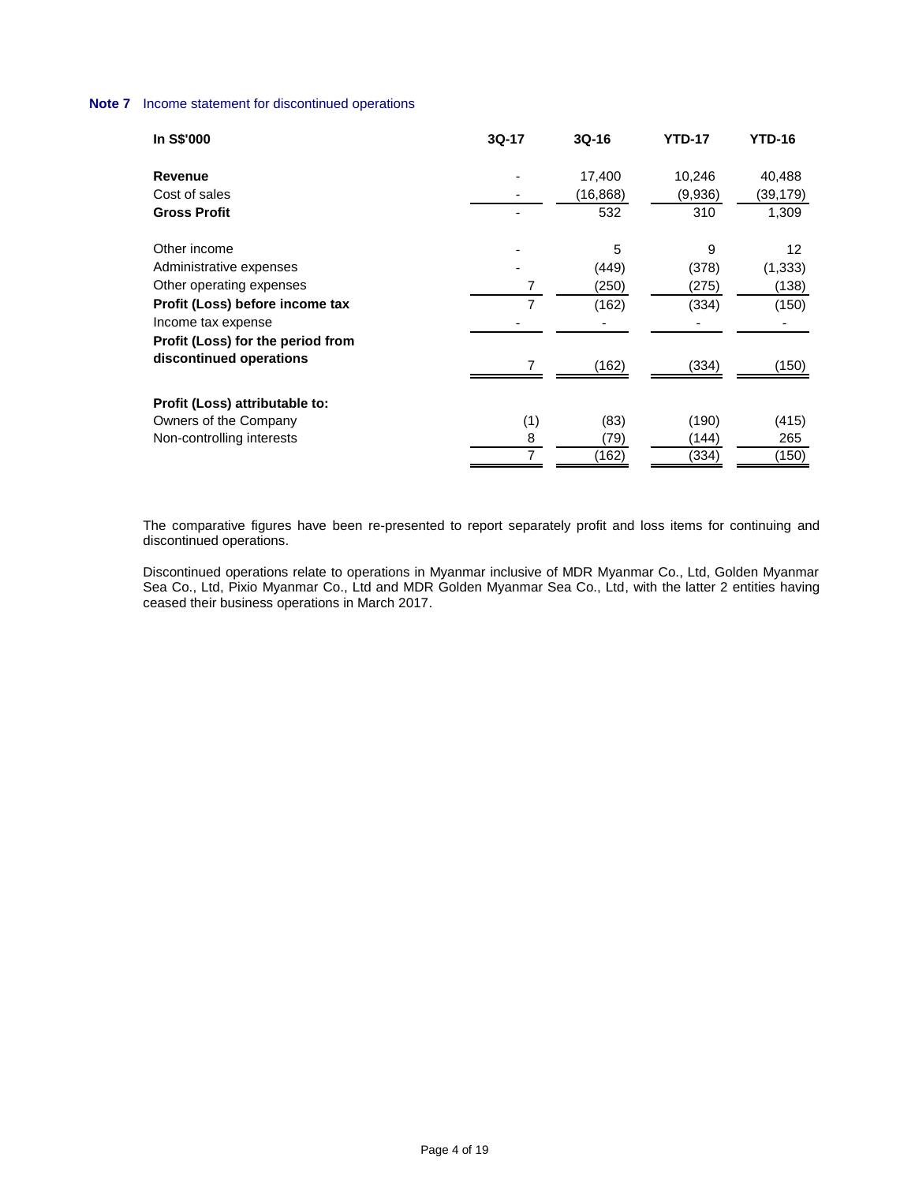**Note 7** Income statement for discontinued operations

| In S$'000 | 3Q-17 | 3Q-16 | YTD-17 | YTD-16 |
|---|---|---|---|---|
| **Revenue** | - | 17,400 | 10,246 | 40,488 |
| Cost of sales | - | (16,868) | (9,936) | (39,179) |
| **Gross Profit** | - | 532 | 310 | 1,309 |
| | | | | |
| Other income | - | 5 | 9 | 12 |
| Administrative expenses | - | (449) | (378) | (1,333) |
| Other operating expenses | 7 | (250) | (275) | (138) |
| **Profit (Loss) before income tax** | 7 | (162) | (334) | (150) |
| Income tax expense | - | - | - | - |
| **Profit (Loss) for the period from discontinued operations** | 7 | (162) | (334) | (150) |
| | | | | |
| **Profit (Loss) attributable to:** | | | | |
| Owners of the Company | (1) | (83) | (190) | (415) |
| Non-controlling interests | 8 | (79) | (144) | 265 |
| | 7 | (162) | (334) | (150) |

The comparative figures have been re-presented to report separately profit and loss items for continuing and discontinued operations.

Discontinued operations relate to operations in Myanmar inclusive of MDR Myanmar Co., Ltd, Golden Myanmar Sea Co., Ltd, Pixio Myanmar Co., Ltd and MDR Golden Myanmar Sea Co., Ltd, with the latter 2 entities having ceased their business operations in March 2017.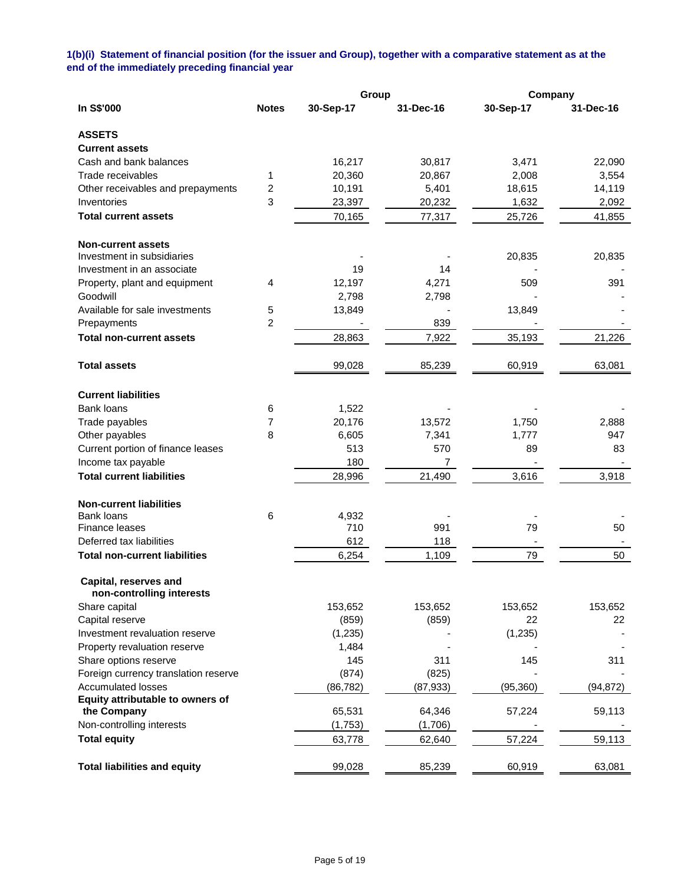**1(b)(i) Statement of financial position (for the issuer and Group), together with a comparative statement as at the end of the immediately preceding financial year**

| | | Group | | Company | |
|---|---|---|---|---|---|
| **In S$'000** | **Notes** | **30-Sep-17** | **31-Dec-16** | **30-Sep-17** | **31-Dec-16** |
| **ASSETS** | | | | | |
| **Current assets** | | | | | |
| Cash and bank balances | | 16,217 | 30,817 | 3,471 | 22,090 |
| Trade receivables | 1 | 20,360 | 20,867 | 2,008 | 3,554 |
| Other receivables and prepayments | 2 | 10,191 | 5,401 | 18,615 | 14,119 |
| Inventories | 3 | 23,397 | 20,232 | 1,632 | 2,092 |
| **Total current assets** | | 70,165 | 77,317 | 25,726 | 41,855 |
| **Non-current assets** | | | | | |
| Investment in subsidiaries | | - | - | 20,835 | 20,835 |
| Investment in an associate | | 19 | 14 | - | - |
| Property, plant and equipment | 4 | 12,197 | 4,271 | 509 | 391 |
| Goodwill | | 2,798 | 2,798 | - | - |
| Available for sale investments | 5 | 13,849 | - | 13,849 | - |
| Prepayments | 2 | - | 839 | - | - |
| **Total non-current assets** | | 28,863 | 7,922 | 35,193 | 21,226 |
| **Total assets** | | 99,028 | 85,239 | 60,919 | 63,081 |
| **Current liabilities** | | | | | |
| Bank loans | 6 | 1,522 | - | - | - |
| Trade payables | 7 | 20,176 | 13,572 | 1,750 | 2,888 |
| Other payables | 8 | 6,605 | 7,341 | 1,777 | 947 |
| Current portion of finance leases | | 513 | 570 | 89 | 83 |
| Income tax payable | | 180 | 7 | - | - |
| **Total current liabilities** | | 28,996 | 21,490 | 3,616 | 3,918 |
| **Non-current liabilities** | | | | | |
| Bank loans | 6 | 4,932 | - | - | - |
| Finance leases | | 710 | 991 | 79 | 50 |
| Deferred tax liabilities | | 612 | 118 | - | - |
| **Total non-current liabilities** | | 6,254 | 1,109 | 79 | 50 |
| **Capital, reserves and non-controlling interests** | | | | | |
| Share capital | | 153,652 | 153,652 | 153,652 | 153,652 |
| Capital reserve | | (859) | (859) | 22 | 22 |
| Investment revaluation reserve | | (1,235) | - | (1,235) | - |
| Property revaluation reserve | | 1,484 | - | - | - |
| Share options reserve | | 145 | 311 | 145 | 311 |
| Foreign currency translation reserve | | (874) | (825) | - | - |
| Accumulated losses | | (86,782) | (87,933) | (95,360) | (94,872) |
| **Equity attributable to owners of the Company** | | 65,531 | 64,346 | 57,224 | 59,113 |
| Non-controlling interests | | (1,753) | (1,706) | - | - |
| **Total equity** | | 63,778 | 62,640 | 57,224 | 59,113 |
| **Total liabilities and equity** | | 99,028 | 85,239 | 60,919 | 63,081 |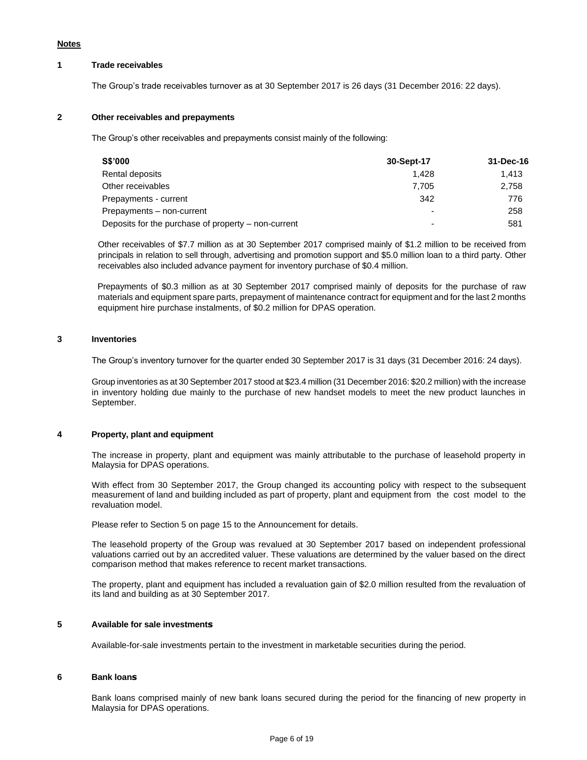**Notes**

**1 Trade receivables**

The Group's trade receivables turnover as at 30 September 2017 is 26 days (31 December 2016: 22 days).

**2 Other receivables and prepayments**

The Group's other receivables and prepayments consist mainly of the following:

| S$'000 | 30-Sept-17 | 31-Dec-16 |
|---|---|---|
| Rental deposits | 1,428 | 1,413 |
| Other receivables | 7,705 | 2,758 |
| Prepayments - current | 342 | 776 |
| Prepayments – non-current | - | 258 |
| Deposits for the purchase of property – non-current | - | 581 |

Other receivables of $7.7 million as at 30 September 2017 comprised mainly of $1.2 million to be received from principals in relation to sell through, advertising and promotion support and $5.0 million loan to a third party. Other receivables also included advance payment for inventory purchase of $0.4 million.

Prepayments of $0.3 million as at 30 September 2017 comprised mainly of deposits for the purchase of raw materials and equipment spare parts, prepayment of maintenance contract for equipment and for the last 2 months equipment hire purchase instalments, of $0.2 million for DPAS operation.

**3 Inventories**

The Group's inventory turnover for the quarter ended 30 September 2017 is 31 days (31 December 2016: 24 days).

Group inventories as at 30 September 2017 stood at $23.4 million (31 December 2016: $20.2 million) with the increase in inventory holding due mainly to the purchase of new handset models to meet the new product launches in September.

**4 Property, plant and equipment**

The increase in property, plant and equipment was mainly attributable to the purchase of leasehold property in Malaysia for DPAS operations.

With effect from 30 September 2017, the Group changed its accounting policy with respect to the subsequent measurement of land and building included as part of property, plant and equipment from the cost model to the revaluation model.

Please refer to Section 5 on page 15 to the Announcement for details.

The leasehold property of the Group was revalued at 30 September 2017 based on independent professional valuations carried out by an accredited valuer. These valuations are determined by the valuer based on the direct comparison method that makes reference to recent market transactions.

The property, plant and equipment has included a revaluation gain of $2.0 million resulted from the revaluation of its land and building as at 30 September 2017.

**5 Available for sale investments**

Available-for-sale investments pertain to the investment in marketable securities during the period.

**6 Bank loans**

Bank loans comprised mainly of new bank loans secured during the period for the financing of new property in Malaysia for DPAS operations.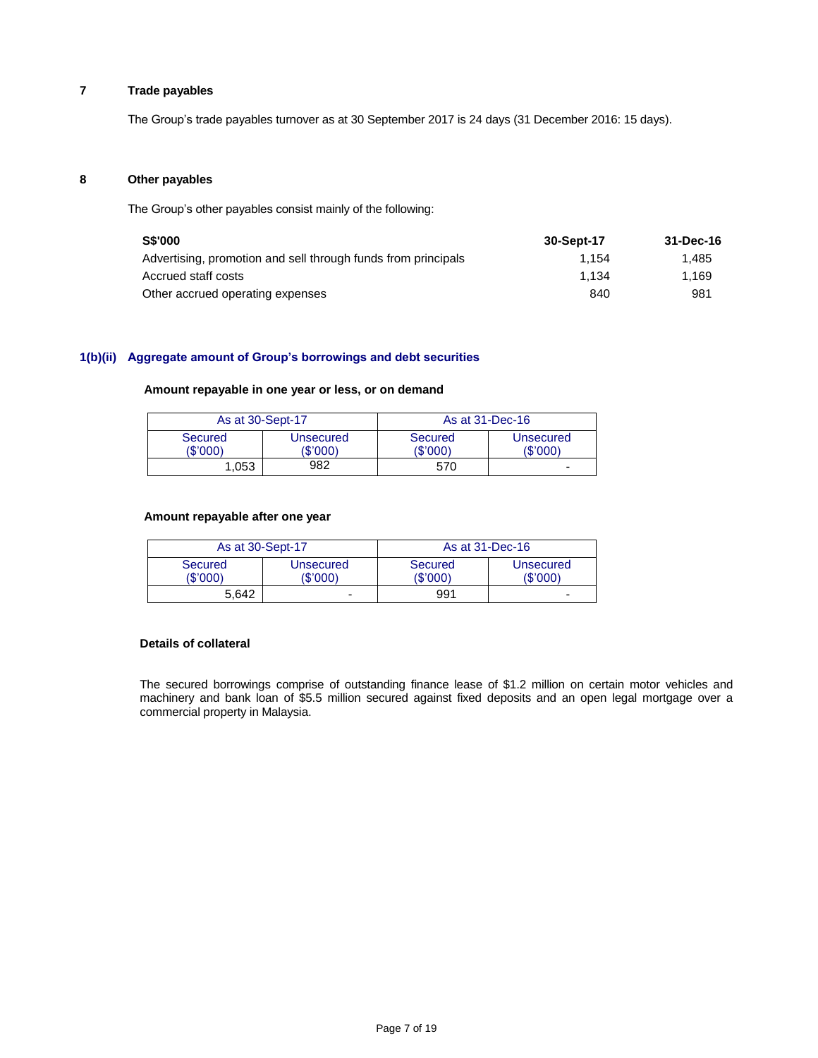## 7 Trade payables

The Group's trade payables turnover as at 30 September 2017 is 24 days (31 December 2016: 15 days).

## 8 Other payables

The Group's other payables consist mainly of the following:

| S$'000 | 30-Sept-17 | 31-Dec-16 |
|---|---|---|
| Advertising, promotion and sell through funds from principals | 1,154 | 1,485 |
| Accrued staff costs | 1,134 | 1,169 |
| Other accrued operating expenses | 840 | 981 |

## 1(b)(ii) Aggregate amount of Group's borrowings and debt securities

**Amount repayable in one year or less, or on demand**

| As at 30-Sept-17 | | As at 31-Dec-16 | |
|---|---|---|---|
| Secured ($'000) | Unsecured ($'000) | Secured ($'000) | Unsecured ($'000) |
| 1,053 | 982 | 570 | - |

**Amount repayable after one year**

| As at 30-Sept-17 | | As at 31-Dec-16 | |
|---|---|---|---|
| Secured ($'000) | Unsecured ($'000) | Secured ($'000) | Unsecured ($'000) |
| 5,642 | - | 991 | - |

**Details of collateral**

The secured borrowings comprise of outstanding finance lease of $1.2 million on certain motor vehicles and machinery and bank loan of $5.5 million secured against fixed deposits and an open legal mortgage over a commercial property in Malaysia.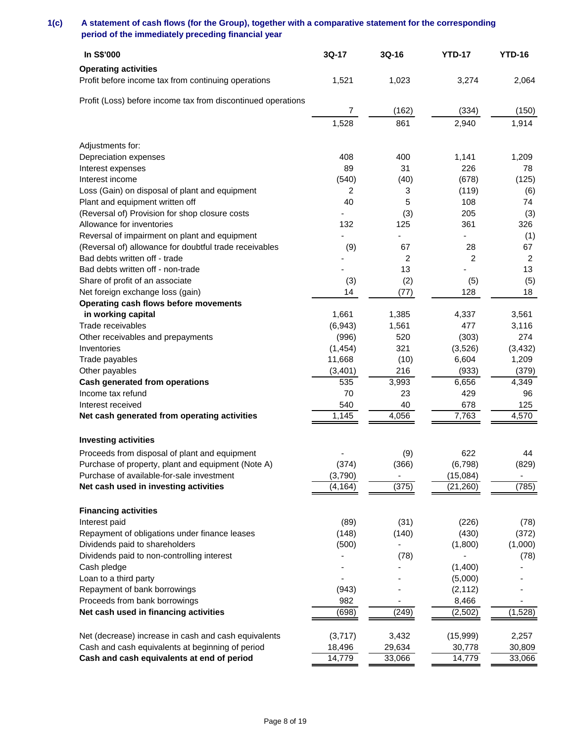**1(c) A statement of cash flows (for the Group), together with a comparative statement for the corresponding period of the immediately preceding financial year**

| In S$'000 | 3Q-17 | 3Q-16 | YTD-17 | YTD-16 |
|---|---|---|---|---|
| **Operating activities** | | | | |
| Profit before income tax from continuing operations | 1,521 | 1,023 | 3,274 | 2,064 |
| Profit (Loss) before income tax from discontinued operations | 7 | (162) | (334) | (150) |
| | 1,528 | 861 | 2,940 | 1,914 |
| Adjustments for: | | | | |
| Depreciation expenses | 408 | 400 | 1,141 | 1,209 |
| Interest expenses | 89 | 31 | 226 | 78 |
| Interest income | (540) | (40) | (678) | (125) |
| Loss (Gain) on disposal of plant and equipment | 2 | 3 | (119) | (6) |
| Plant and equipment written off | 40 | 5 | 108 | 74 |
| (Reversal of) Provision for shop closure costs | - | (3) | 205 | (3) |
| Allowance for inventories | 132 | 125 | 361 | 326 |
| Reversal of impairment on plant and equipment | - | - | - | (1) |
| (Reversal of) allowance for doubtful trade receivables | (9) | 67 | 28 | 67 |
| Bad debts written off - trade | - | 2 | 2 | 2 |
| Bad debts written off - non-trade | - | 13 | - | 13 |
| Share of profit of an associate | (3) | (2) | (5) | (5) |
| Net foreign exchange loss (gain) | 14 | (77) | 128 | 18 |
| **Operating cash flows before movements in working capital** | 1,661 | 1,385 | 4,337 | 3,561 |
| Trade receivables | (6,943) | 1,561 | 477 | 3,116 |
| Other receivables and prepayments | (996) | 520 | (303) | 274 |
| Inventories | (1,454) | 321 | (3,526) | (3,432) |
| Trade payables | 11,668 | (10) | 6,604 | 1,209 |
| Other payables | (3,401) | 216 | (933) | (379) |
| **Cash generated from operations** | 535 | 3,993 | 6,656 | 4,349 |
| Income tax refund | 70 | 23 | 429 | 96 |
| Interest received | 540 | 40 | 678 | 125 |
| **Net cash generated from operating activities** | 1,145 | 4,056 | 7,763 | 4,570 |
| **Investing activities** | | | | |
| Proceeds from disposal of plant and equipment | - | (9) | 622 | 44 |
| Purchase of property, plant and equipment (Note A) | (374) | (366) | (6,798) | (829) |
| Purchase of available-for-sale investment | (3,790) | - | (15,084) | - |
| **Net cash used in investing activities** | (4,164) | (375) | (21,260) | (785) |
| **Financing activities** | | | | |
| Interest paid | (89) | (31) | (226) | (78) |
| Repayment of obligations under finance leases | (148) | (140) | (430) | (372) |
| Dividends paid to shareholders | (500) | - | (1,800) | (1,000) |
| Dividends paid to non-controlling interest | - | (78) | - | (78) |
| Cash pledge | - | - | (1,400) | - |
| Loan to a third party | - | - | (5,000) | - |
| Repayment of bank borrowings | (943) | - | (2,112) | - |
| Proceeds from bank borrowings | 982 | - | 8,466 | - |
| **Net cash used in financing activities** | (698) | (249) | (2,502) | (1,528) |
| Net (decrease) increase in cash and cash equivalents | (3,717) | 3,432 | (15,999) | 2,257 |
| Cash and cash equivalents at beginning of period | 18,496 | 29,634 | 30,778 | 30,809 |
| **Cash and cash equivalents at end of period** | 14,779 | 33,066 | 14,779 | 33,066 |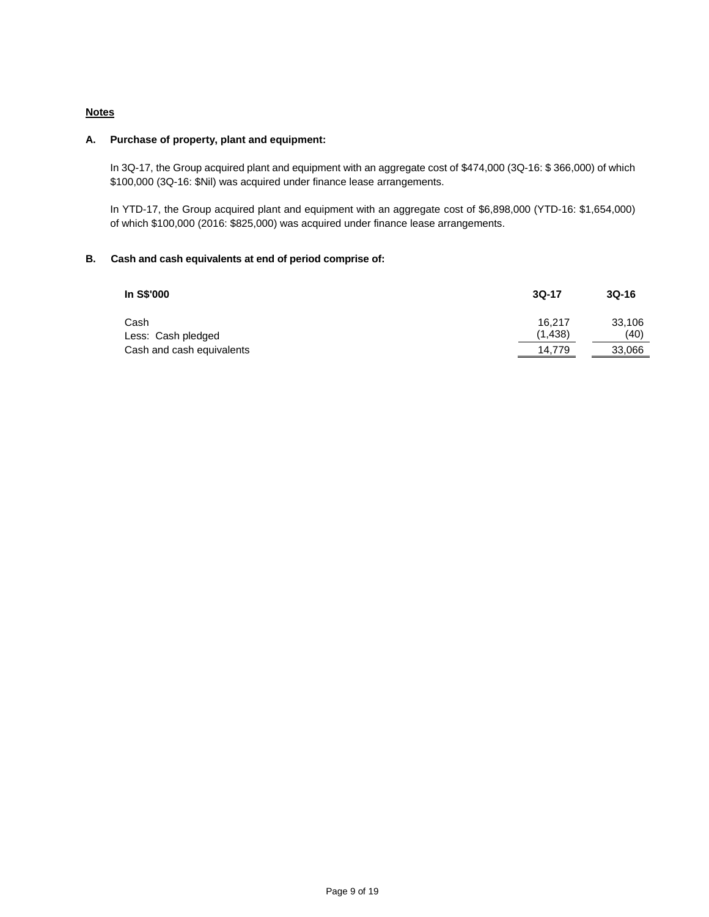**Notes**

**A. Purchase of property, plant and equipment:**

In 3Q-17, the Group acquired plant and equipment with an aggregate cost of $474,000 (3Q-16: $ 366,000) of which $100,000 (3Q-16: $Nil) was acquired under finance lease arrangements.

In YTD-17, the Group acquired plant and equipment with an aggregate cost of $6,898,000 (YTD-16: $1,654,000) of which $100,000 (2016: $825,000) was acquired under finance lease arrangements.

**B. Cash and cash equivalents at end of period comprise of:**

| In S$'000 | 3Q-17 | 3Q-16 |
|---|---|---|
| Cash | 16,217 | 33,106 |
| Less: Cash pledged | (1,438) | (40) |
| Cash and cash equivalents | 14,779 | 33,066 |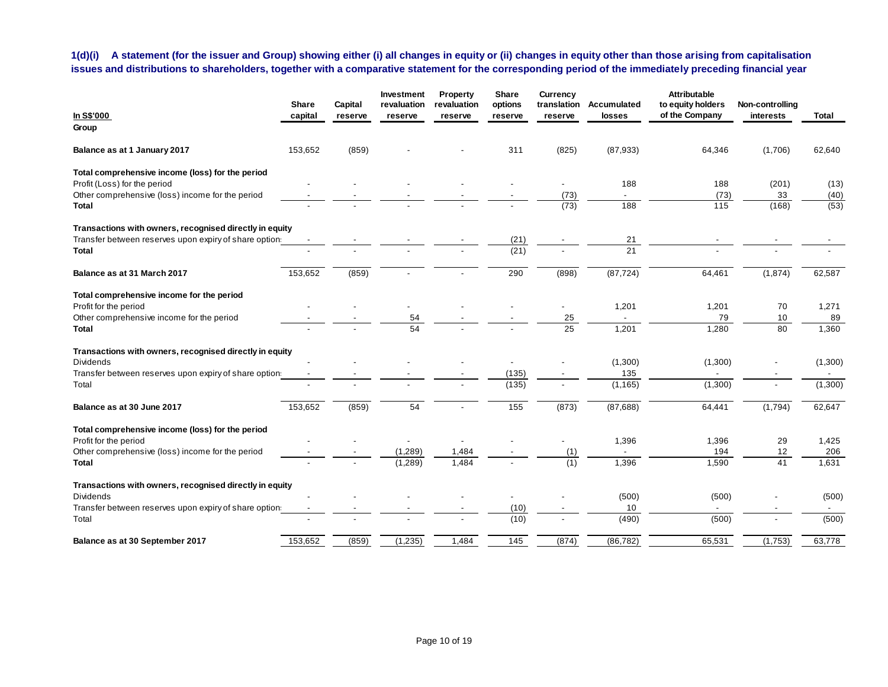**1(d)(i) A statement (for the issuer and Group) showing either (i) all changes in equity or (ii) changes in equity other than those arising from capitalisation issues and distributions to shareholders, together with a comparative statement for the corresponding period of the immediately preceding financial year**

| In S$'000 | Share capital | Capital reserve | Investment revaluation reserve | Property revaluation reserve | Share options reserve | Currency translation reserve | Accumulated losses | Attributable to equity holders of the Company | Non-controlling interests | Total |
|---|---|---|---|---|---|---|---|---|---|---|
| **Group** | | | | | | | | | | |
| **Balance as at 1 January 2017** | 153,652 | (859) | - | - | 311 | (825) | (87,933) | 64,346 | (1,706) | 62,640 |
| **Total comprehensive income (loss) for the period** | | | | | | | | | | |
| Profit (Loss) for the period | - | - | - | - | - | - | 188 | 188 | (201) | (13) |
| Other comprehensive (loss) income for the period | - | - | - | - | - | (73) | - | (73) | 33 | (40) |
| **Total** | - | - | - | - | - | (73) | 188 | 115 | (168) | (53) |
| **Transactions with owners, recognised directly in equity** | | | | | | | | | | |
| Transfer between reserves upon expiry of share options | - | - | - | - | (21) | - | 21 | - | - | - |
| **Total** | - | - | - | - | (21) | - | 21 | - | - | - |
| **Balance as at 31 March 2017** | 153,652 | (859) | - | - | 290 | (898) | (87,724) | 64,461 | (1,874) | 62,587 |
| **Total comprehensive income for the period** | | | | | | | | | | |
| Profit for the period | - | - | - | - | - | - | 1,201 | 1,201 | 70 | 1,271 |
| Other comprehensive income for the period | - | - | 54 | - | - | 25 | - | 79 | 10 | 89 |
| **Total** | - | - | 54 | - | - | 25 | 1,201 | 1,280 | 80 | 1,360 |
| **Transactions with owners, recognised directly in equity** | | | | | | | | | | |
| Dividends | - | - | - | - | - | - | (1,300) | (1,300) | - | (1,300) |
| Transfer between reserves upon expiry of share options | - | - | - | - | (135) | - | 135 | - | - | - |
| Total | - | - | - | - | (135) | - | (1,165) | (1,300) | - | (1,300) |
| **Balance as at 30 June 2017** | 153,652 | (859) | 54 | - | 155 | (873) | (87,688) | 64,441 | (1,794) | 62,647 |
| **Total comprehensive income (loss) for the period** | | | | | | | | | | |
| Profit for the period | - | - | - | - | - | - | 1,396 | 1,396 | 29 | 1,425 |
| Other comprehensive (loss) income for the period | - | - | (1,289) | 1,484 | - | (1) | - | 194 | 12 | 206 |
| **Total** | - | - | (1,289) | 1,484 | - | (1) | 1,396 | 1,590 | 41 | 1,631 |
| **Transactions with owners, recognised directly in equity** | | | | | | | | | | |
| Dividends | - | - | - | - | - | - | (500) | (500) | - | (500) |
| Transfer between reserves upon expiry of share options | - | - | - | - | (10) | - | 10 | - | - | - |
| Total | - | - | - | - | (10) | - | (490) | (500) | - | (500) |
| **Balance as at 30 September 2017** | 153,652 | (859) | (1,235) | 1,484 | 145 | (874) | (86,782) | 65,531 | (1,753) | 63,778 |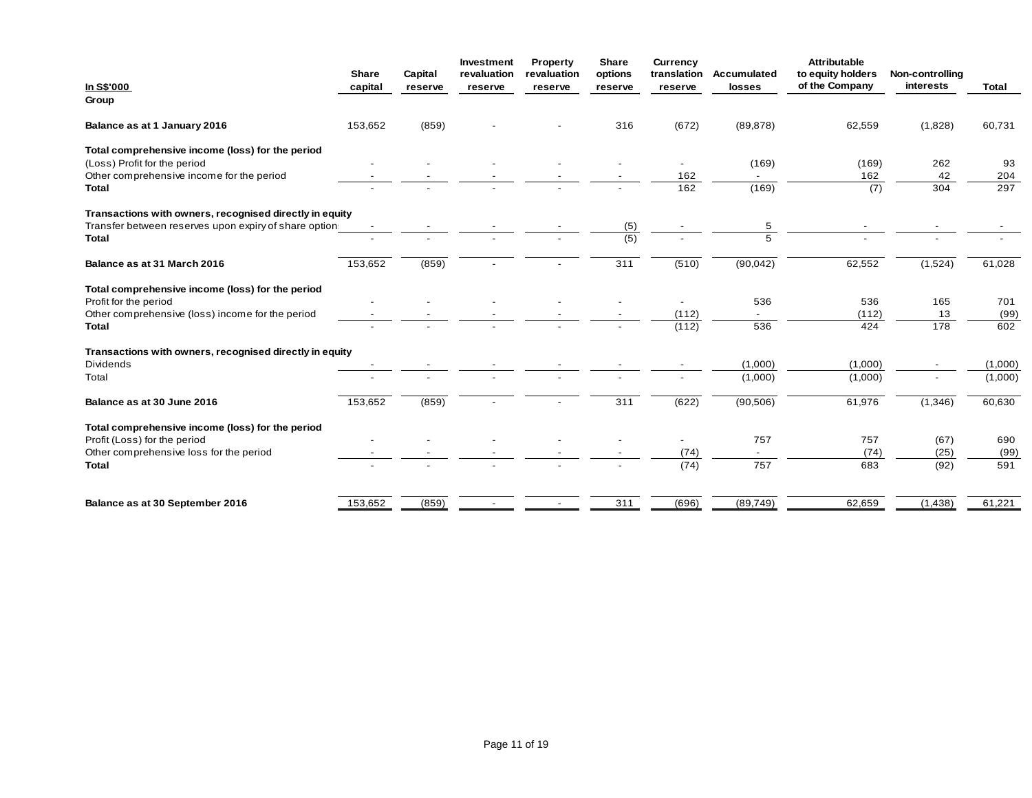| In S$'000 | Share capital | Capital reserve | Investment revaluation reserve | Property revaluation reserve | Share options reserve | Currency translation reserve | Accumulated losses | Attributable to equity holders of the Company | Non-controlling interests | Total |
|---|---|---|---|---|---|---|---|---|---|---|
| **Group** | | | | | | | | | | |
| **Balance as at 1 January 2016** | 153,652 | (859) | - | - | 316 | (672) | (89,878) | 62,559 | (1,828) | 60,731 |
| **Total comprehensive income (loss) for the period** | | | | | | | | | | |
| (Loss) Profit for the period | - | - | - | - | - | - | (169) | (169) | 262 | 93 |
| Other comprehensive income for the period | - | - | - | - | - | 162 | - | 162 | 42 | 204 |
| **Total** | - | - | - | - | - | 162 | (169) | (7) | 304 | 297 |
| **Transactions with owners, recognised directly in equity** | | | | | | | | | | |
| Transfer between reserves upon expiry of share options | - | - | - | - | (5) | - | 5 | - | - | - |
| **Total** | - | - | - | - | (5) | - | 5 | - | - | - |
| **Balance as at 31 March 2016** | 153,652 | (859) | - | - | 311 | (510) | (90,042) | 62,552 | (1,524) | 61,028 |
| **Total comprehensive income (loss) for the period** | | | | | | | | | | |
| Profit for the period | - | - | - | - | - | - | 536 | 536 | 165 | 701 |
| Other comprehensive (loss) income for the period | - | - | - | - | - | (112) | - | (112) | 13 | (99) |
| **Total** | - | - | - | - | - | (112) | 536 | 424 | 178 | 602 |
| **Transactions with owners, recognised directly in equity** | | | | | | | | | | |
| Dividends | - | - | - | - | - | - | (1,000) | (1,000) | - | (1,000) |
| Total | - | - | - | - | - | - | (1,000) | (1,000) | - | (1,000) |
| **Balance as at 30 June 2016** | 153,652 | (859) | - | - | 311 | (622) | (90,506) | 61,976 | (1,346) | 60,630 |
| **Total comprehensive income (loss) for the period** | | | | | | | | | | |
| Profit (Loss) for the period | - | - | - | - | - | - | 757 | 757 | (67) | 690 |
| Other comprehensive loss for the period | - | - | - | - | - | (74) | - | (74) | (25) | (99) |
| **Total** | - | - | - | - | - | (74) | 757 | 683 | (92) | 591 |
| **Balance as at 30 September 2016** | 153,652 | (859) | - | - | 311 | (696) | (89,749) | 62,659 | (1,438) | 61,221 |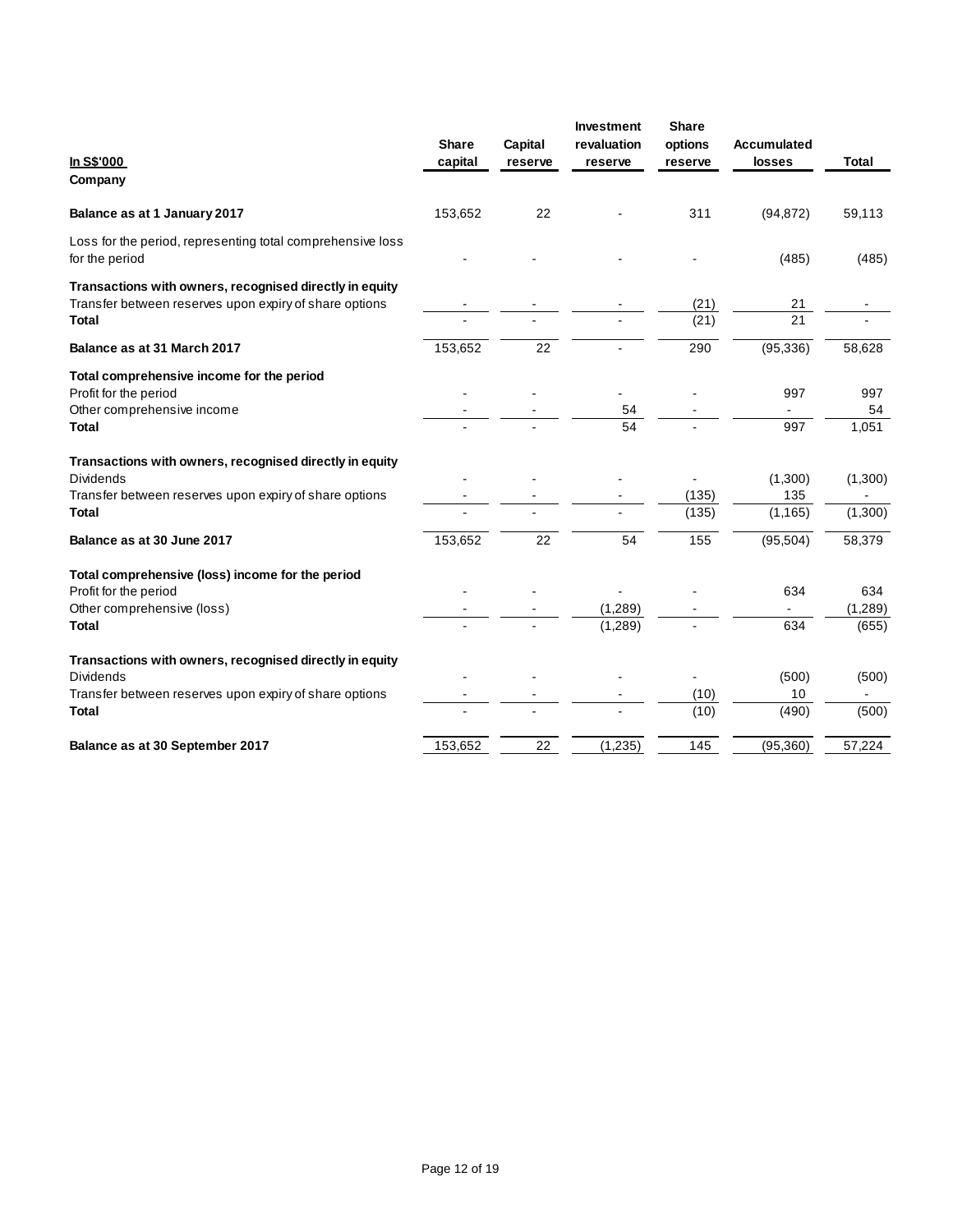| In S$'000 | Share capital | Capital reserve | Investment revaluation reserve | Share options reserve | Accumulated losses | Total |
|---|---|---|---|---|---|---|
| **Company** | | | | | | |
| **Balance as at 1 January 2017** | 153,652 | 22 | - | 311 | (94,872) | 59,113 |
| Loss for the period, representing total comprehensive loss for the period | - | - | - | - | (485) | (485) |
| **Transactions with owners, recognised directly in equity** | | | | | | |
| Transfer between reserves upon expiry of share options | - | - | - | (21) | 21 | - |
| **Total** | - | - | - | (21) | 21 | - |
| **Balance as at 31 March 2017** | 153,652 | 22 | - | 290 | (95,336) | 58,628 |
| **Total comprehensive income for the period** | | | | | | |
| Profit for the period | - | - | - | - | 997 | 997 |
| Other comprehensive income | - | - | 54 | - | - | 54 |
| **Total** | - | - | 54 | - | 997 | 1,051 |
| **Transactions with owners, recognised directly in equity** | | | | | | |
| Dividends | - | - | - | - | (1,300) | (1,300) |
| Transfer between reserves upon expiry of share options | - | - | - | (135) | 135 | - |
| **Total** | - | - | - | (135) | (1,165) | (1,300) |
| **Balance as at 30 June 2017** | 153,652 | 22 | 54 | 155 | (95,504) | 58,379 |
| **Total comprehensive (loss) income for the period** | | | | | | |
| Profit for the period | - | - | - | - | 634 | 634 |
| Other comprehensive (loss) | - | - | (1,289) | - | - | (1,289) |
| **Total** | - | - | (1,289) | - | 634 | (655) |
| **Transactions with owners, recognised directly in equity** | | | | | | |
| Dividends | - | - | - | - | (500) | (500) |
| Transfer between reserves upon expiry of share options | - | - | - | (10) | 10 | - |
| **Total** | - | - | - | (10) | (490) | (500) |
| **Balance as at 30 September 2017** | 153,652 | 22 | (1,235) | 145 | (95,360) | 57,224 |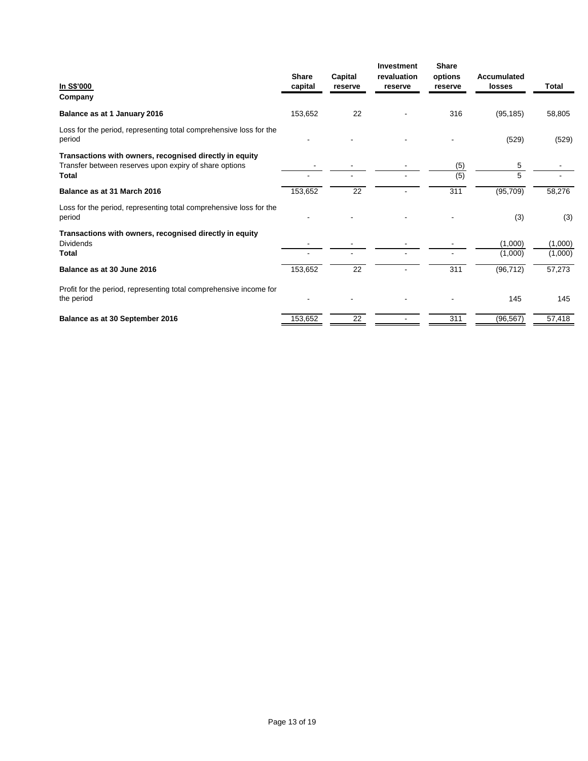| In S$'000 | Share capital | Capital reserve | Investment revaluation reserve | Share options reserve | Accumulated losses | Total |
|---|---|---|---|---|---|---|
| **Company** | | | | | | |
| **Balance as at 1 January 2016** | 153,652 | 22 | - | 316 | (95,185) | 58,805 |
| Loss for the period, representing total comprehensive loss for the period | - | - | - | - | (529) | (529) |
| **Transactions with owners, recognised directly in equity** | | | | | | |
| Transfer between reserves upon expiry of share options | - | - | - | (5) | 5 | - |
| **Total** | - | - | - | (5) | 5 | - |
| **Balance as at 31 March 2016** | 153,652 | 22 | - | 311 | (95,709) | 58,276 |
| Loss for the period, representing total comprehensive loss for the period | - | - | - | - | (3) | (3) |
| **Transactions with owners, recognised directly in equity** | | | | | | |
| Dividends | - | - | - | - | (1,000) | (1,000) |
| **Total** | - | - | - | - | (1,000) | (1,000) |
| **Balance as at 30 June 2016** | 153,652 | 22 | - | 311 | (96,712) | 57,273 |
| Profit for the period, representing total comprehensive income for the period | - | - | - | - | 145 | 145 |
| **Balance as at 30 September 2016** | 153,652 | 22 | - | 311 | (96,567) | 57,418 |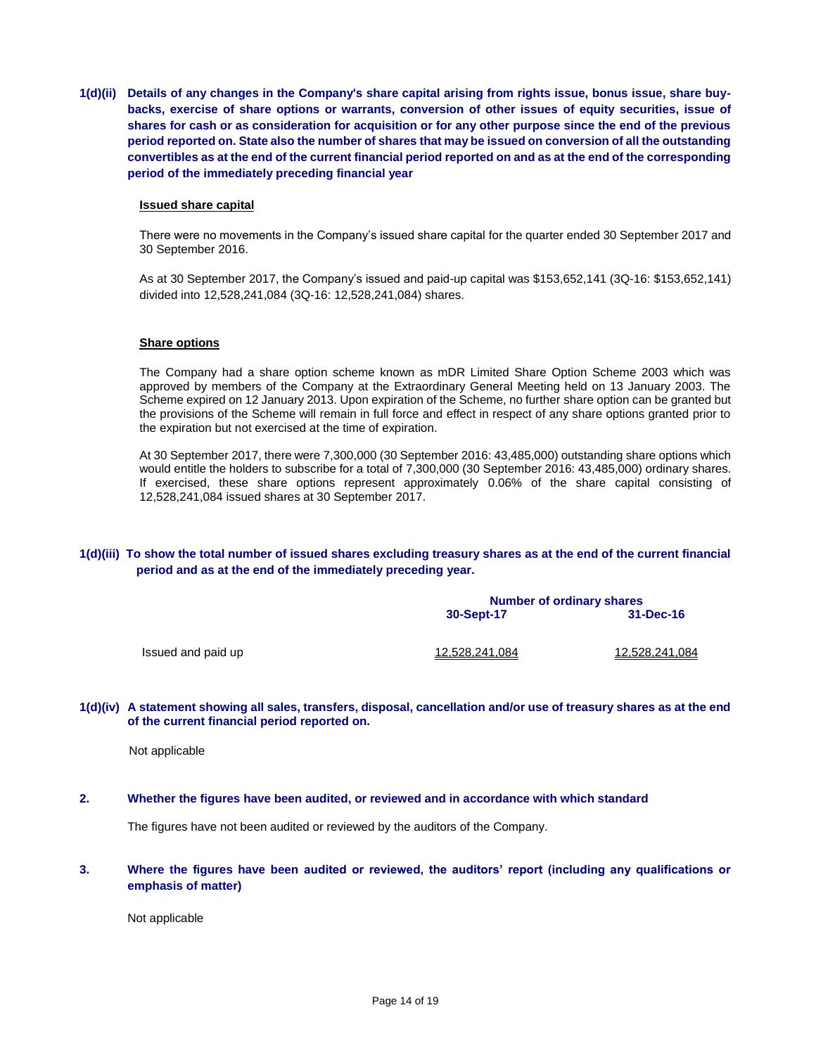**1(d)(ii) Details of any changes in the Company's share capital arising from rights issue, bonus issue, share buy-backs, exercise of share options or warrants, conversion of other issues of equity securities, issue of shares for cash or as consideration for acquisition or for any other purpose since the end of the previous period reported on. State also the number of shares that may be issued on conversion of all the outstanding convertibles as at the end of the current financial period reported on and as at the end of the corresponding period of the immediately preceding financial year**

**Issued share capital**

There were no movements in the Company's issued share capital for the quarter ended 30 September 2017 and 30 September 2016.

As at 30 September 2017, the Company's issued and paid-up capital was $153,652,141 (3Q-16: $153,652,141) divided into 12,528,241,084 (3Q-16: 12,528,241,084) shares.

**Share options**

The Company had a share option scheme known as mDR Limited Share Option Scheme 2003 which was approved by members of the Company at the Extraordinary General Meeting held on 13 January 2003. The Scheme expired on 12 January 2013. Upon expiration of the Scheme, no further share option can be granted but the provisions of the Scheme will remain in full force and effect in respect of any share options granted prior to the expiration but not exercised at the time of expiration.

At 30 September 2017, there were 7,300,000 (30 September 2016: 43,485,000) outstanding share options which would entitle the holders to subscribe for a total of 7,300,000 (30 September 2016: 43,485,000) ordinary shares. If exercised, these share options represent approximately 0.06% of the share capital consisting of 12,528,241,084 issued shares at 30 September 2017.

**1(d)(iii) To show the total number of issued shares excluding treasury shares as at the end of the current financial period and as at the end of the immediately preceding year.**

| | Number of ordinary shares | |
|---|---|---|
| | 30-Sept-17 | 31-Dec-16 |
| Issued and paid up | 12,528,241,084 | 12,528,241,084 |

**1(d)(iv) A statement showing all sales, transfers, disposal, cancellation and/or use of treasury shares as at the end of the current financial period reported on.**

Not applicable

**2. Whether the figures have been audited, or reviewed and in accordance with which standard**

The figures have not been audited or reviewed by the auditors of the Company.

**3. Where the figures have been audited or reviewed, the auditors' report (including any qualifications or emphasis of matter)**

Not applicable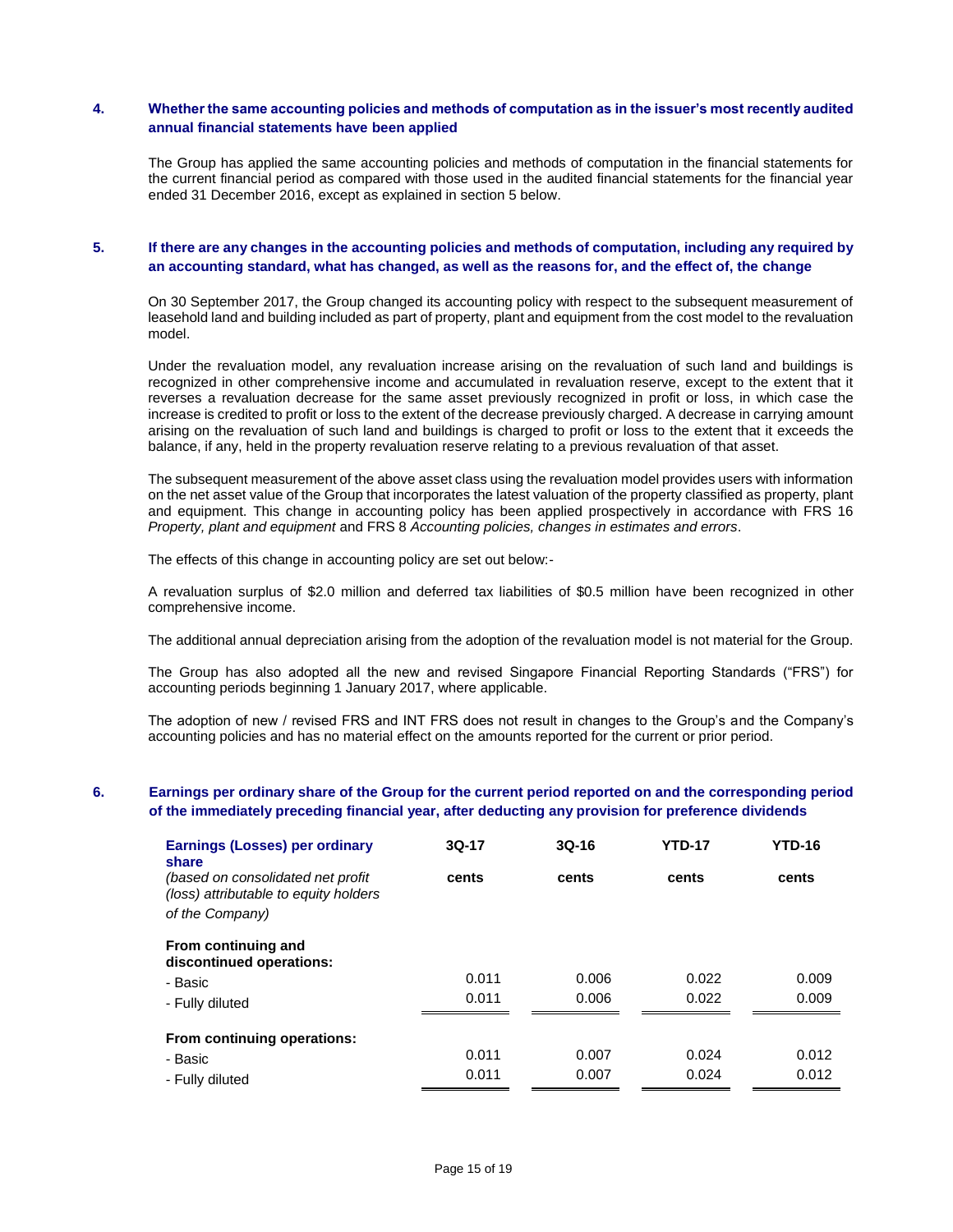## 4. Whether the same accounting policies and methods of computation as in the issuer's most recently audited annual financial statements have been applied

The Group has applied the same accounting policies and methods of computation in the financial statements for the current financial period as compared with those used in the audited financial statements for the financial year ended 31 December 2016, except as explained in section 5 below.

## 5. If there are any changes in the accounting policies and methods of computation, including any required by an accounting standard, what has changed, as well as the reasons for, and the effect of, the change

On 30 September 2017, the Group changed its accounting policy with respect to the subsequent measurement of leasehold land and building included as part of property, plant and equipment from the cost model to the revaluation model.

Under the revaluation model, any revaluation increase arising on the revaluation of such land and buildings is recognized in other comprehensive income and accumulated in revaluation reserve, except to the extent that it reverses a revaluation decrease for the same asset previously recognized in profit or loss, in which case the increase is credited to profit or loss to the extent of the decrease previously charged. A decrease in carrying amount arising on the revaluation of such land and buildings is charged to profit or loss to the extent that it exceeds the balance, if any, held in the property revaluation reserve relating to a previous revaluation of that asset.

The subsequent measurement of the above asset class using the revaluation model provides users with information on the net asset value of the Group that incorporates the latest valuation of the property classified as property, plant and equipment. This change in accounting policy has been applied prospectively in accordance with FRS 16 *Property, plant and equipment* and FRS 8 *Accounting policies, changes in estimates and errors*.

The effects of this change in accounting policy are set out below:-

A revaluation surplus of $2.0 million and deferred tax liabilities of $0.5 million have been recognized in other comprehensive income.

The additional annual depreciation arising from the adoption of the revaluation model is not material for the Group.

The Group has also adopted all the new and revised Singapore Financial Reporting Standards ("FRS") for accounting periods beginning 1 January 2017, where applicable.

The adoption of new / revised FRS and INT FRS does not result in changes to the Group's and the Company's accounting policies and has no material effect on the amounts reported for the current or prior period.

## 6. Earnings per ordinary share of the Group for the current period reported on and the corresponding period of the immediately preceding financial year, after deducting any provision for preference dividends

| **Earnings (Losses) per ordinary share** *(based on consolidated net profit (loss) attributable to equity holders of the Company)* | **3Q-17** cents | **3Q-16** cents | **YTD-17** cents | **YTD-16** cents |
|---|---|---|---|---|
| **From continuing and discontinued operations:** | | | | |
| - Basic | 0.011 | 0.006 | 0.022 | 0.009 |
| - Fully diluted | 0.011 | 0.006 | 0.022 | 0.009 |
| **From continuing operations:** | | | | |
| - Basic | 0.011 | 0.007 | 0.024 | 0.012 |
| - Fully diluted | 0.011 | 0.007 | 0.024 | 0.012 |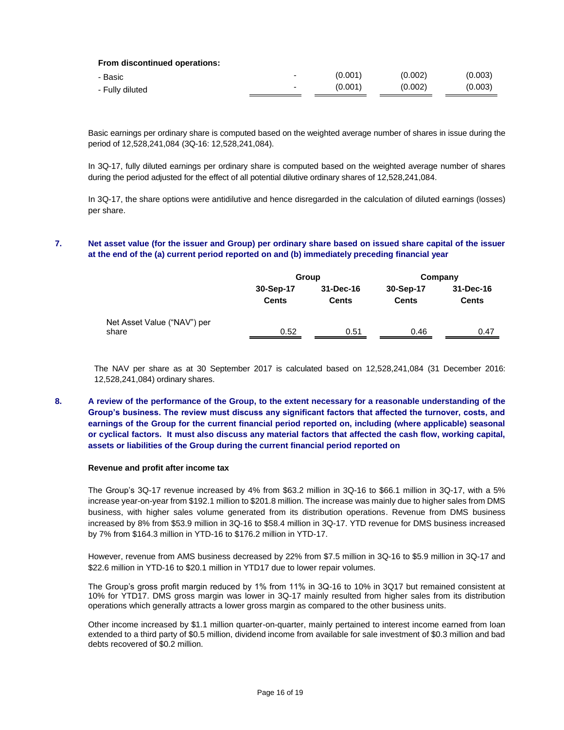| | | | | |
|---|---|---|---|---|
| **From discontinued operations:** | | | | |
| - Basic | - | (0.001) | (0.002) | (0.003) |
| - Fully diluted | - | (0.001) | (0.002) | (0.003) |

Basic earnings per ordinary share is computed based on the weighted average number of shares in issue during the period of 12,528,241,084 (3Q-16: 12,528,241,084).

In 3Q-17, fully diluted earnings per ordinary share is computed based on the weighted average number of shares during the period adjusted for the effect of all potential dilutive ordinary shares of 12,528,241,084.

In 3Q-17, the share options were antidilutive and hence disregarded in the calculation of diluted earnings (losses) per share.

## 7. Net asset value (for the issuer and Group) per ordinary share based on issued share capital of the issuer at the end of the (a) current period reported on and (b) immediately preceding financial year

| | Group | | Company | |
|---|---|---|---|---|
| | 30-Sep-17 Cents | 31-Dec-16 Cents | 30-Sep-17 Cents | 31-Dec-16 Cents |
| Net Asset Value ("NAV") per share | 0.52 | 0.51 | 0.46 | 0.47 |

The NAV per share as at 30 September 2017 is calculated based on 12,528,241,084 (31 December 2016: 12,528,241,084) ordinary shares.

## 8. A review of the performance of the Group, to the extent necessary for a reasonable understanding of the Group's business. The review must discuss any significant factors that affected the turnover, costs, and earnings of the Group for the current financial period reported on, including (where applicable) seasonal or cyclical factors. It must also discuss any material factors that affected the cash flow, working capital, assets or liabilities of the Group during the current financial period reported on

**Revenue and profit after income tax**

The Group's 3Q-17 revenue increased by 4% from $63.2 million in 3Q-16 to $66.1 million in 3Q-17, with a 5% increase year-on-year from $192.1 million to $201.8 million. The increase was mainly due to higher sales from DMS business, with higher sales volume generated from its distribution operations. Revenue from DMS business increased by 8% from $53.9 million in 3Q-16 to $58.4 million in 3Q-17. YTD revenue for DMS business increased by 7% from $164.3 million in YTD-16 to $176.2 million in YTD-17.

However, revenue from AMS business decreased by 22% from $7.5 million in 3Q-16 to $5.9 million in 3Q-17 and $22.6 million in YTD-16 to $20.1 million in YTD17 due to lower repair volumes.

The Group's gross profit margin reduced by 1% from 11% in 3Q-16 to 10% in 3Q17 but remained consistent at 10% for YTD17. DMS gross margin was lower in 3Q-17 mainly resulted from higher sales from its distribution operations which generally attracts a lower gross margin as compared to the other business units.

Other income increased by $1.1 million quarter-on-quarter, mainly pertained to interest income earned from loan extended to a third party of $0.5 million, dividend income from available for sale investment of $0.3 million and bad debts recovered of $0.2 million.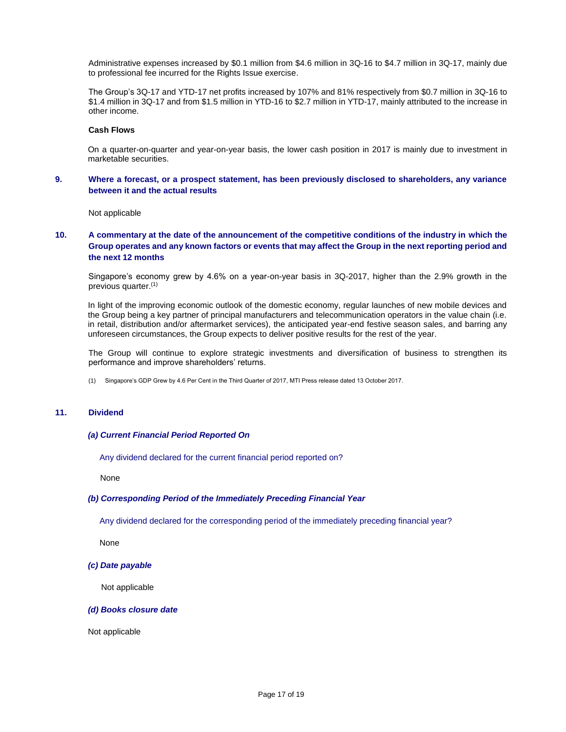Administrative expenses increased by $0.1 million from $4.6 million in 3Q-16 to $4.7 million in 3Q-17, mainly due to professional fee incurred for the Rights Issue exercise.

The Group's 3Q-17 and YTD-17 net profits increased by 107% and 81% respectively from $0.7 million in 3Q-16 to $1.4 million in 3Q-17 and from $1.5 million in YTD-16 to $2.7 million in YTD-17, mainly attributed to the increase in other income.

**Cash Flows**

On a quarter-on-quarter and year-on-year basis, the lower cash position in 2017 is mainly due to investment in marketable securities.

## 9. Where a forecast, or a prospect statement, has been previously disclosed to shareholders, any variance between it and the actual results

Not applicable

## 10. A commentary at the date of the announcement of the competitive conditions of the industry in which the Group operates and any known factors or events that may affect the Group in the next reporting period and the next 12 months

Singapore's economy grew by 4.6% on a year-on-year basis in 3Q-2017, higher than the 2.9% growth in the previous quarter.[1]

In light of the improving economic outlook of the domestic economy, regular launches of new mobile devices and the Group being a key partner of principal manufacturers and telecommunication operators in the value chain (i.e. in retail, distribution and/or aftermarket services), the anticipated year-end festive season sales, and barring any unforeseen circumstances, the Group expects to deliver positive results for the rest of the year.

The Group will continue to explore strategic investments and diversification of business to strengthen its performance and improve shareholders' returns.

(1) Singapore's GDP Grew by 4.6 Per Cent in the Third Quarter of 2017, MTI Press release dated 13 October 2017.

## 11. Dividend

***(a) Current Financial Period Reported On***

Any dividend declared for the current financial period reported on?

None

***(b) Corresponding Period of the Immediately Preceding Financial Year***

Any dividend declared for the corresponding period of the immediately preceding financial year?

None

***(c) Date payable***

Not applicable

***(d) Books closure date***

Not applicable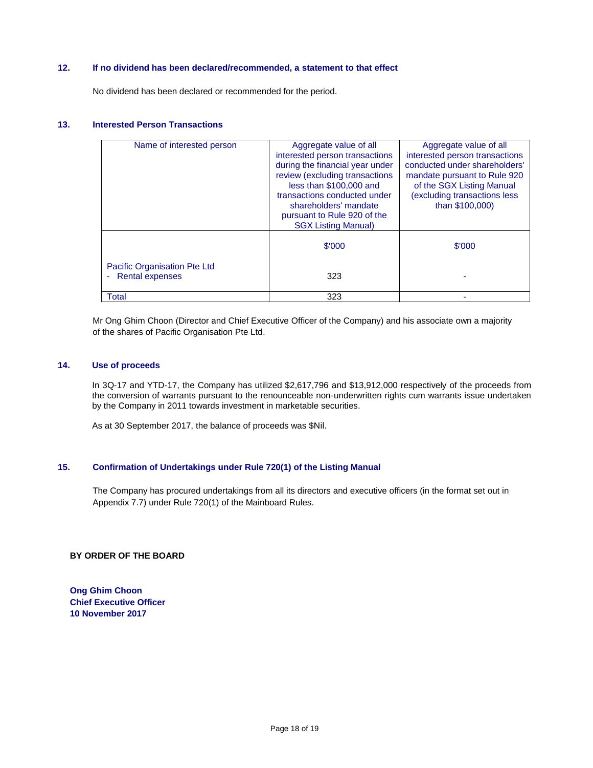### 12. If no dividend has been declared/recommended, a statement to that effect

No dividend has been declared or recommended for the period.

### 13. Interested Person Transactions

| Name of interested person | Aggregate value of all interested person transactions during the financial year under review (excluding transactions less than $100,000 and transactions conducted under shareholders' mandate pursuant to Rule 920 of the SGX Listing Manual) | Aggregate value of all interested person transactions conducted under shareholders' mandate pursuant to Rule 920 of the SGX Listing Manual (excluding transactions less than $100,000) |
|---|---|---|
| | $'000 | $'000 |
| Pacific Organisation Pte Ltd<br>- Rental expenses | 323 | - |
| Total | 323 | - |

Mr Ong Ghim Choon (Director and Chief Executive Officer of the Company) and his associate own a majority of the shares of Pacific Organisation Pte Ltd.

### 14. Use of proceeds

In 3Q-17 and YTD-17, the Company has utilized $2,617,796 and $13,912,000 respectively of the proceeds from the conversion of warrants pursuant to the renounceable non-underwritten rights cum warrants issue undertaken by the Company in 2011 towards investment in marketable securities.

As at 30 September 2017, the balance of proceeds was $Nil.

### 15. Confirmation of Undertakings under Rule 720(1) of the Listing Manual

The Company has procured undertakings from all its directors and executive officers (in the format set out in Appendix 7.7) under Rule 720(1) of the Mainboard Rules.

**BY ORDER OF THE BOARD**

**Ong Ghim Choon**
**Chief Executive Officer**
**10 November 2017**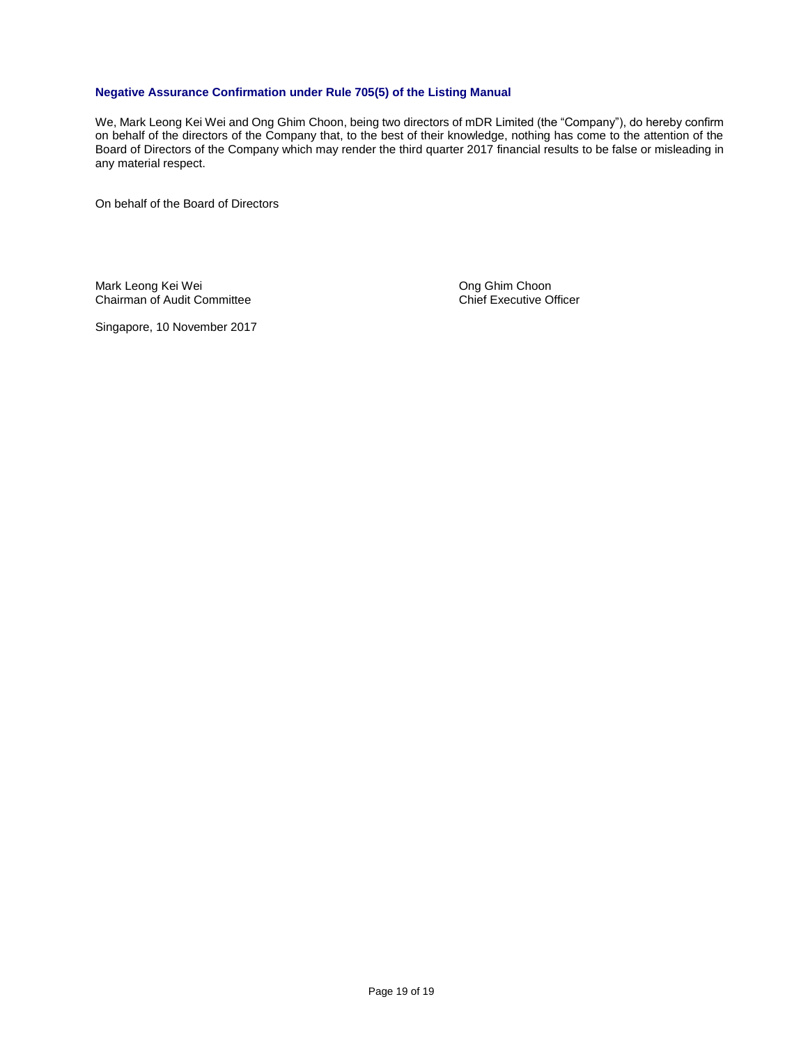**Negative Assurance Confirmation under Rule 705(5) of the Listing Manual**

We, Mark Leong Kei Wei and Ong Ghim Choon, being two directors of mDR Limited (the "Company"), do hereby confirm on behalf of the directors of the Company that, to the best of their knowledge, nothing has come to the attention of the Board of Directors of the Company which may render the third quarter 2017 financial results to be false or misleading in any material respect.

On behalf of the Board of Directors

Mark Leong Kei Wei
Chairman of Audit Committee

Ong Ghim Choon
Chief Executive Officer

Singapore, 10 November 2017